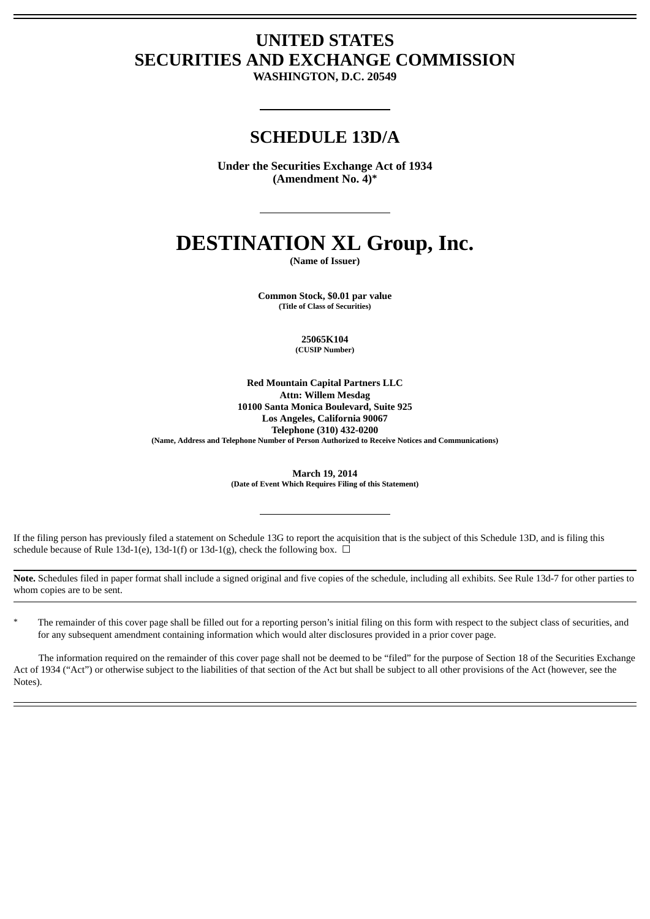# UNITED STATES
# SECURITIES AND EXCHANGE COMMISSION

**WASHINGTON, D.C. 20549**

---

## SCHEDULE 13D/A

**Under the Securities Exchange Act of 1934**
**(Amendment No. 4)***

---

# DESTINATION XL Group, Inc.

**(Name of Issuer)**

**Common Stock, $0.01 par value**
**(Title of Class of Securities)**

**25065K104**
**(CUSIP Number)**

**Red Mountain Capital Partners LLC**
**Attn: Willem Mesdag**
**10100 Santa Monica Boulevard, Suite 925**
**Los Angeles, California 90067**
**Telephone (310) 432-0200**
**(Name, Address and Telephone Number of Person Authorized to Receive Notices and Communications)**

**March 19, 2014**
**(Date of Event Which Requires Filing of this Statement)**

---

If the filing person has previously filed a statement on Schedule 13G to report the acquisition that is the subject of this Schedule 13D, and is filing this schedule because of Rule 13d-1(e), 13d-1(f) or 13d-1(g), check the following box. ☐

**Note.** Schedules filed in paper format shall include a signed original and five copies of the schedule, including all exhibits. See Rule 13d-7 for other parties to whom copies are to be sent.

\* The remainder of this cover page shall be filled out for a reporting person's initial filing on this form with respect to the subject class of securities, and for any subsequent amendment containing information which would alter disclosures provided in a prior cover page.

The information required on the remainder of this cover page shall not be deemed to be "filed" for the purpose of Section 18 of the Securities Exchange Act of 1934 ("Act") or otherwise subject to the liabilities of that section of the Act but shall be subject to all other provisions of the Act (however, see the Notes).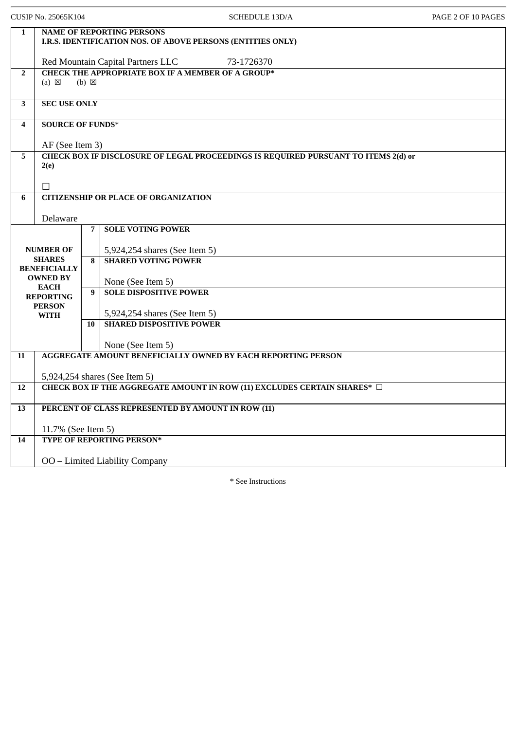| | |
|---|---|
| **1** | **NAME OF REPORTING PERSONS**<br>**I.R.S. IDENTIFICATION NOS. OF ABOVE PERSONS (ENTITIES ONLY)**<br><br>Red Mountain Capital Partners LLC 73-1726370 |
| **2** | **CHECK THE APPROPRIATE BOX IF A MEMBER OF A GROUP***<br>(a) ☒ (b) ☒ |
| **3** | **SEC USE ONLY** |
| **4** | **SOURCE OF FUNDS***<br><br>AF (See Item 3) |
| **5** | **CHECK BOX IF DISCLOSURE OF LEGAL PROCEEDINGS IS REQUIRED PURSUANT TO ITEMS 2(d) or 2(e)**<br><br>☐ |
| **6** | **CITIZENSHIP OR PLACE OF ORGANIZATION**<br><br>Delaware |

| **NUMBER OF SHARES BENEFICIALLY OWNED BY EACH REPORTING PERSON WITH** | | |
|---|---|---|
| | **7** | **SOLE VOTING POWER**<br><br>5,924,254 shares (See Item 5) |
| | **8** | **SHARED VOTING POWER**<br><br>None (See Item 5) |
| | **9** | **SOLE DISPOSITIVE POWER**<br><br>5,924,254 shares (See Item 5) |
| | **10** | **SHARED DISPOSITIVE POWER**<br><br>None (See Item 5) |

| | |
|---|---|
| **11** | **AGGREGATE AMOUNT BENEFICIALLY OWNED BY EACH REPORTING PERSON**<br><br>5,924,254 shares (See Item 5) |
| **12** | **CHECK BOX IF THE AGGREGATE AMOUNT IN ROW (11) EXCLUDES CERTAIN SHARES*** ☐ |
| **13** | **PERCENT OF CLASS REPRESENTED BY AMOUNT IN ROW (11)**<br><br>11.7% (See Item 5) |
| **14** | **TYPE OF REPORTING PERSON***<br><br>OO – Limited Liability Company |

* See Instructions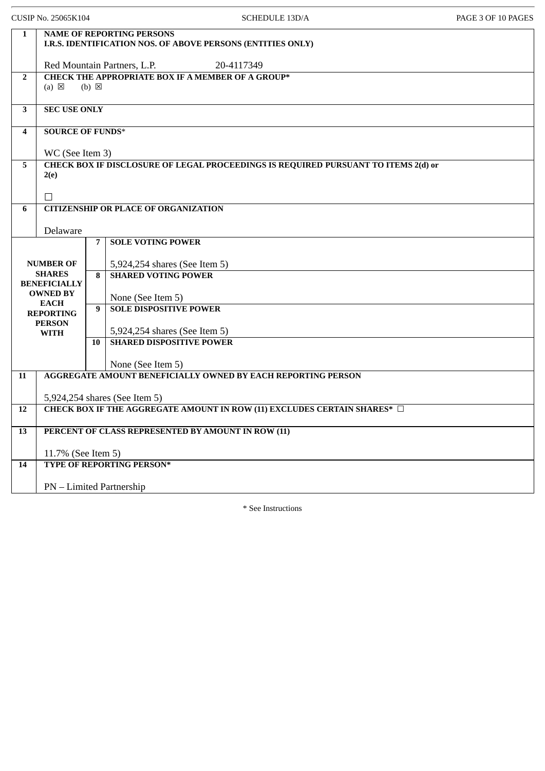CUSIP No. 25065K104 — SCHEDULE 13D/A

| | | | |
|---|---|---|---|
| 1 | **NAME OF REPORTING PERSONS**<br>**I.R.S. IDENTIFICATION NOS. OF ABOVE PERSONS (ENTITIES ONLY)**<br><br>Red Mountain Partners, L.P. 20-4117349 | | |
| 2 | **CHECK THE APPROPRIATE BOX IF A MEMBER OF A GROUP***<br>(a) ☒ (b) ☒ | | |
| 3 | **SEC USE ONLY** | | |
| 4 | **SOURCE OF FUNDS***<br><br>WC (See Item 3) | | |
| 5 | **CHECK BOX IF DISCLOSURE OF LEGAL PROCEEDINGS IS REQUIRED PURSUANT TO ITEMS 2(d) or 2(e)**<br><br>☐ | | |
| 6 | **CITIZENSHIP OR PLACE OF ORGANIZATION**<br><br>Delaware | | |
| **NUMBER OF SHARES BENEFICIALLY OWNED BY EACH REPORTING PERSON WITH** | 7 | **SOLE VOTING POWER**<br><br>5,924,254 shares (See Item 5) | |
| | 8 | **SHARED VOTING POWER**<br><br>None (See Item 5) | |
| | 9 | **SOLE DISPOSITIVE POWER**<br><br>5,924,254 shares (See Item 5) | |
| | 10 | **SHARED DISPOSITIVE POWER**<br><br>None (See Item 5) | |
| 11 | **AGGREGATE AMOUNT BENEFICIALLY OWNED BY EACH REPORTING PERSON**<br><br>5,924,254 shares (See Item 5) | | |
| 12 | **CHECK BOX IF THE AGGREGATE AMOUNT IN ROW (11) EXCLUDES CERTAIN SHARES*** ☐ | | |
| 13 | **PERCENT OF CLASS REPRESENTED BY AMOUNT IN ROW (11)**<br><br>11.7% (See Item 5) | | |
| 14 | **TYPE OF REPORTING PERSON***<br><br>PN – Limited Partnership | | |

* See Instructions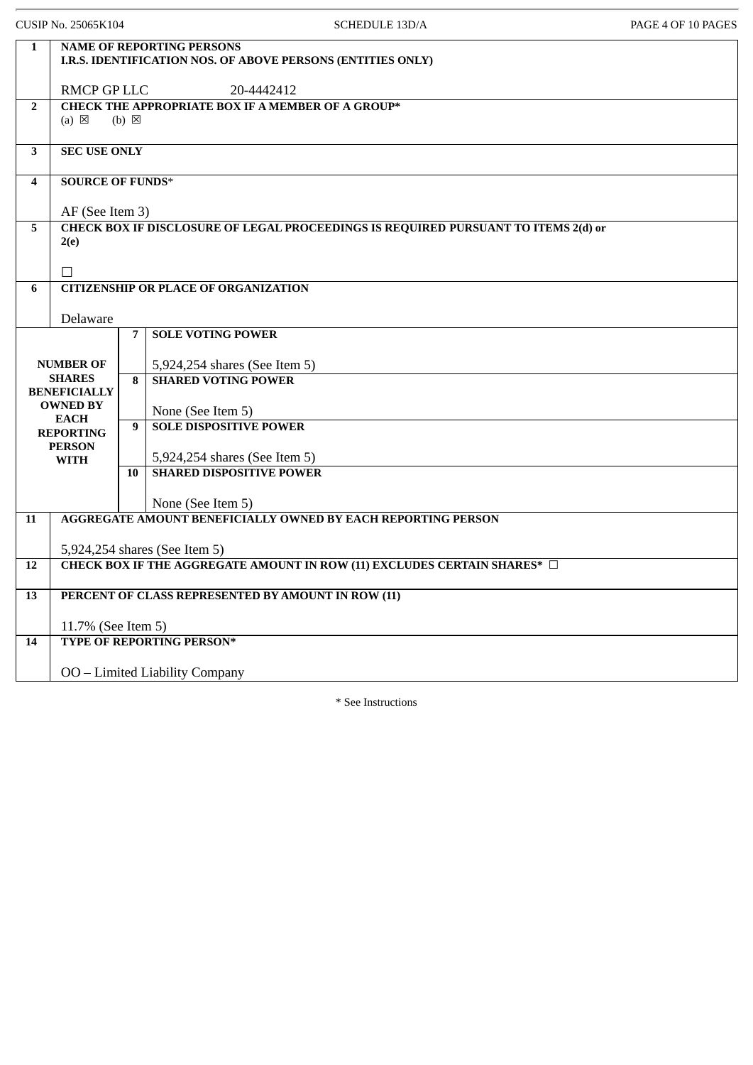CUSIP No. 25065K104 SCHEDULE 13D/A

| | | | |
|---|---|---|---|
| **1** | **NAME OF REPORTING PERSONS**<br>**I.R.S. IDENTIFICATION NOS. OF ABOVE PERSONS (ENTITIES ONLY)**<br><br>RMCP GP LLC 20-4442412 | | |
| **2** | **CHECK THE APPROPRIATE BOX IF A MEMBER OF A GROUP***<br>(a) ☒ (b) ☒ | | |
| **3** | **SEC USE ONLY** | | |
| **4** | **SOURCE OF FUNDS***<br><br>AF (See Item 3) | | |
| **5** | **CHECK BOX IF DISCLOSURE OF LEGAL PROCEEDINGS IS REQUIRED PURSUANT TO ITEMS 2(d) or 2(e)**<br><br>☐ | | |
| **6** | **CITIZENSHIP OR PLACE OF ORGANIZATION**<br><br>Delaware | | |
| **NUMBER OF SHARES BENEFICIALLY OWNED BY EACH REPORTING PERSON WITH** | | **7** | **SOLE VOTING POWER**<br><br>5,924,254 shares (See Item 5) |
| | | **8** | **SHARED VOTING POWER**<br><br>None (See Item 5) |
| | | **9** | **SOLE DISPOSITIVE POWER**<br><br>5,924,254 shares (See Item 5) |
| | | **10** | **SHARED DISPOSITIVE POWER**<br><br>None (See Item 5) |
| **11** | **AGGREGATE AMOUNT BENEFICIALLY OWNED BY EACH REPORTING PERSON**<br><br>5,924,254 shares (See Item 5) | | |
| **12** | **CHECK BOX IF THE AGGREGATE AMOUNT IN ROW (11) EXCLUDES CERTAIN SHARES*** ☐ | | |
| **13** | **PERCENT OF CLASS REPRESENTED BY AMOUNT IN ROW (11)**<br><br>11.7% (See Item 5) | | |
| **14** | **TYPE OF REPORTING PERSON***<br><br>OO – Limited Liability Company | | |

* See Instructions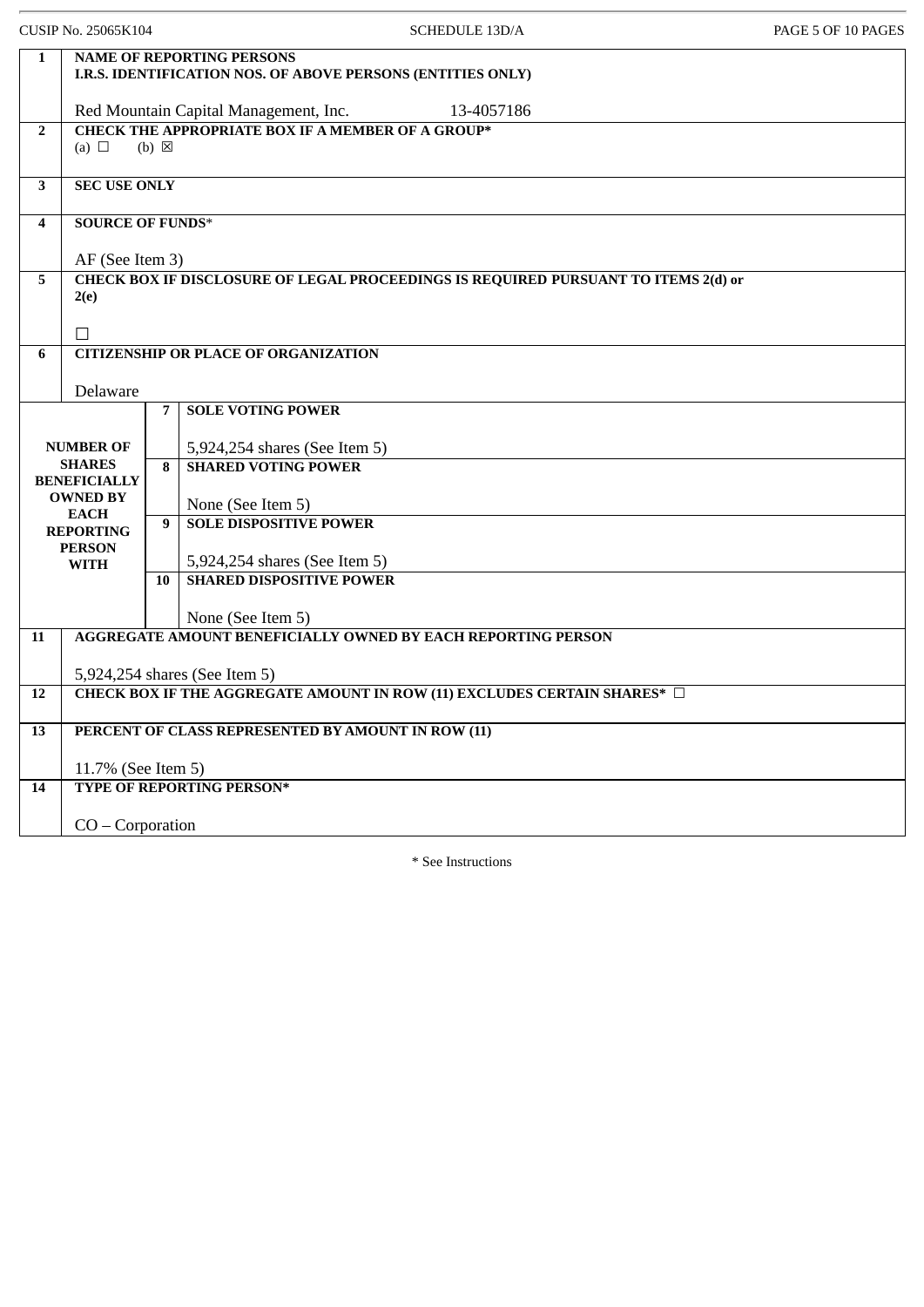| | | | |
|---|---|---|---|
| 1 | **NAME OF REPORTING PERSONS**<br>**I.R.S. IDENTIFICATION NOS. OF ABOVE PERSONS (ENTITIES ONLY)**<br><br>Red Mountain Capital Management, Inc. 13-4057186 | | |
| 2 | **CHECK THE APPROPRIATE BOX IF A MEMBER OF A GROUP***<br>(a) ☐ (b) ☒ | | |
| 3 | **SEC USE ONLY** | | |
| 4 | **SOURCE OF FUNDS***<br><br>AF (See Item 3) | | |
| 5 | **CHECK BOX IF DISCLOSURE OF LEGAL PROCEEDINGS IS REQUIRED PURSUANT TO ITEMS 2(d) or 2(e)**<br><br>☐ | | |
| 6 | **CITIZENSHIP OR PLACE OF ORGANIZATION**<br><br>Delaware | | |
| **NUMBER OF SHARES BENEFICIALLY OWNED BY EACH REPORTING PERSON WITH** | | 7 | **SOLE VOTING POWER**<br><br>5,924,254 shares (See Item 5) |
| | | 8 | **SHARED VOTING POWER**<br><br>None (See Item 5) |
| | | 9 | **SOLE DISPOSITIVE POWER**<br><br>5,924,254 shares (See Item 5) |
| | | 10 | **SHARED DISPOSITIVE POWER**<br><br>None (See Item 5) |
| 11 | **AGGREGATE AMOUNT BENEFICIALLY OWNED BY EACH REPORTING PERSON**<br><br>5,924,254 shares (See Item 5) | | |
| 12 | **CHECK BOX IF THE AGGREGATE AMOUNT IN ROW (11) EXCLUDES CERTAIN SHARES*** ☐ | | |
| 13 | **PERCENT OF CLASS REPRESENTED BY AMOUNT IN ROW (11)**<br><br>11.7% (See Item 5) | | |
| 14 | **TYPE OF REPORTING PERSON***<br><br>CO – Corporation | | |

* See Instructions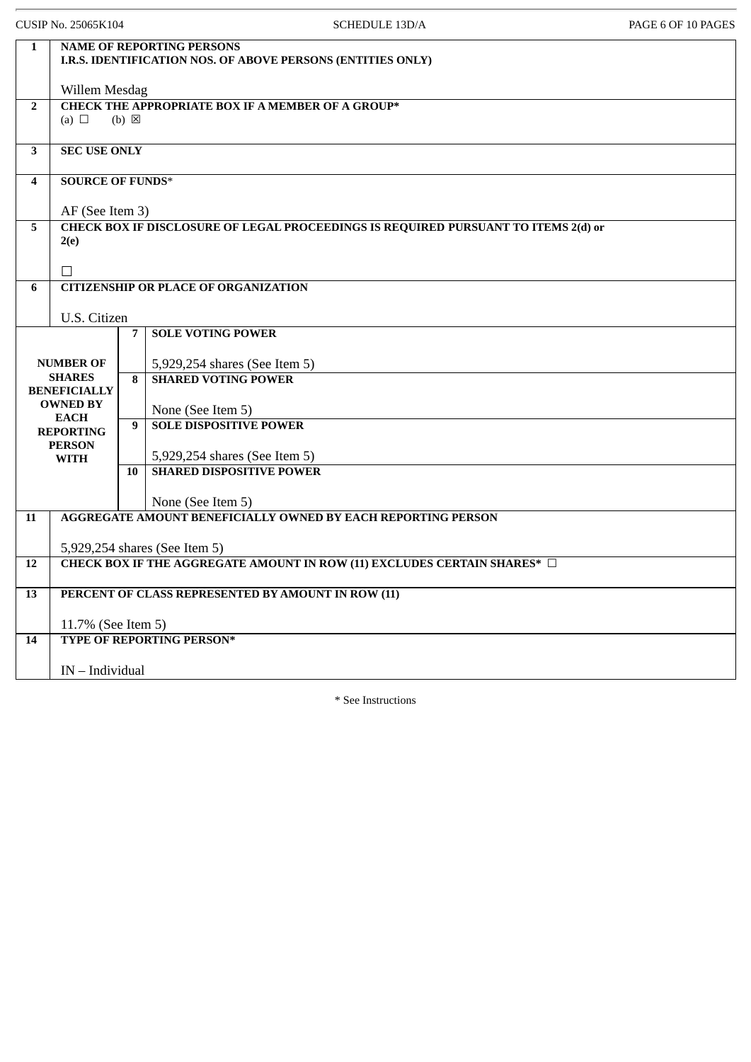| | |
|---|---|
| **1** | **NAME OF REPORTING PERSONS**<br>**I.R.S. IDENTIFICATION NOS. OF ABOVE PERSONS (ENTITIES ONLY)**<br><br>Willem Mesdag |
| **2** | **CHECK THE APPROPRIATE BOX IF A MEMBER OF A GROUP***<br>(a) ☐ (b) ☒ |
| **3** | **SEC USE ONLY** |
| **4** | **SOURCE OF FUNDS***<br><br>AF (See Item 3) |
| **5** | **CHECK BOX IF DISCLOSURE OF LEGAL PROCEEDINGS IS REQUIRED PURSUANT TO ITEMS 2(d) or 2(e)**<br><br>☐ |
| **6** | **CITIZENSHIP OR PLACE OF ORGANIZATION**<br><br>U.S. Citizen |

| NUMBER OF SHARES BENEFICIALLY OWNED BY EACH REPORTING PERSON WITH | | |
|---|---|---|
| | **7** | **SOLE VOTING POWER**<br><br>5,929,254 shares (See Item 5) |
| | **8** | **SHARED VOTING POWER**<br><br>None (See Item 5) |
| | **9** | **SOLE DISPOSITIVE POWER**<br><br>5,929,254 shares (See Item 5) |
| | **10** | **SHARED DISPOSITIVE POWER**<br><br>None (See Item 5) |

| | |
|---|---|
| **11** | **AGGREGATE AMOUNT BENEFICIALLY OWNED BY EACH REPORTING PERSON**<br><br>5,929,254 shares (See Item 5) |
| **12** | **CHECK BOX IF THE AGGREGATE AMOUNT IN ROW (11) EXCLUDES CERTAIN SHARES*** ☐ |
| **13** | **PERCENT OF CLASS REPRESENTED BY AMOUNT IN ROW (11)**<br><br>11.7% (See Item 5) |
| **14** | **TYPE OF REPORTING PERSON***<br><br>IN – Individual |

* See Instructions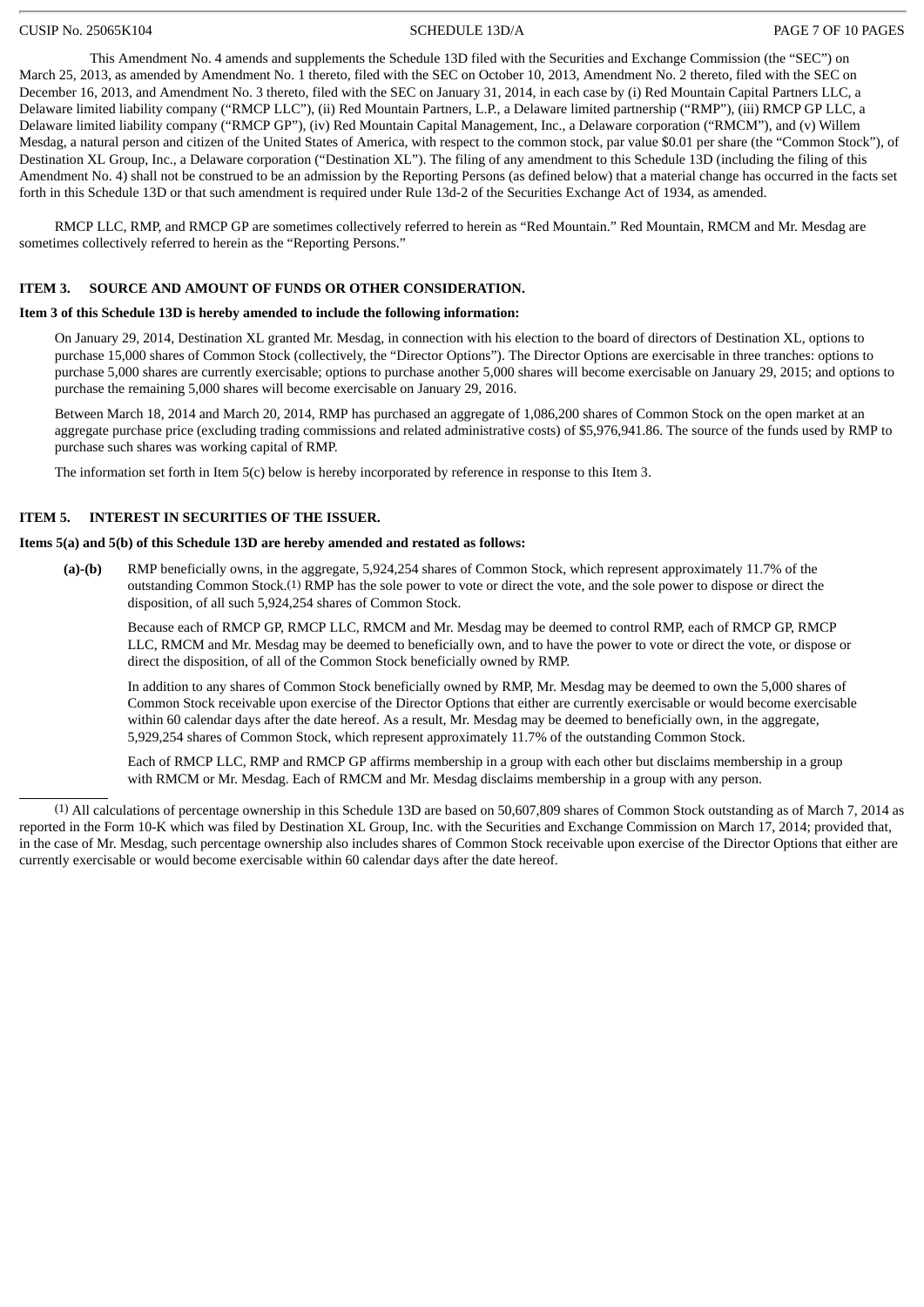This Amendment No. 4 amends and supplements the Schedule 13D filed with the Securities and Exchange Commission (the "SEC") on March 25, 2013, as amended by Amendment No. 1 thereto, filed with the SEC on October 10, 2013, Amendment No. 2 thereto, filed with the SEC on December 16, 2013, and Amendment No. 3 thereto, filed with the SEC on January 31, 2014, in each case by (i) Red Mountain Capital Partners LLC, a Delaware limited liability company ("RMCP LLC"), (ii) Red Mountain Partners, L.P., a Delaware limited partnership ("RMP"), (iii) RMCP GP LLC, a Delaware limited liability company ("RMCP GP"), (iv) Red Mountain Capital Management, Inc., a Delaware corporation ("RMCM"), and (v) Willem Mesdag, a natural person and citizen of the United States of America, with respect to the common stock, par value $0.01 per share (the "Common Stock"), of Destination XL Group, Inc., a Delaware corporation ("Destination XL"). The filing of any amendment to this Schedule 13D (including the filing of this Amendment No. 4) shall not be construed to be an admission by the Reporting Persons (as defined below) that a material change has occurred in the facts set forth in this Schedule 13D or that such amendment is required under Rule 13d-2 of the Securities Exchange Act of 1934, as amended.

RMCP LLC, RMP, and RMCP GP are sometimes collectively referred to herein as "Red Mountain." Red Mountain, RMCM and Mr. Mesdag are sometimes collectively referred to herein as the "Reporting Persons."

## ITEM 3. SOURCE AND AMOUNT OF FUNDS OR OTHER CONSIDERATION.

**Item 3 of this Schedule 13D is hereby amended to include the following information:**

On January 29, 2014, Destination XL granted Mr. Mesdag, in connection with his election to the board of directors of Destination XL, options to purchase 15,000 shares of Common Stock (collectively, the "Director Options"). The Director Options are exercisable in three tranches: options to purchase 5,000 shares are currently exercisable; options to purchase another 5,000 shares will become exercisable on January 29, 2015; and options to purchase the remaining 5,000 shares will become exercisable on January 29, 2016.

Between March 18, 2014 and March 20, 2014, RMP has purchased an aggregate of 1,086,200 shares of Common Stock on the open market at an aggregate purchase price (excluding trading commissions and related administrative costs) of $5,976,941.86. The source of the funds used by RMP to purchase such shares was working capital of RMP.

The information set forth in Item 5(c) below is hereby incorporated by reference in response to this Item 3.

## ITEM 5. INTEREST IN SECURITIES OF THE ISSUER.

**Items 5(a) and 5(b) of this Schedule 13D are hereby amended and restated as follows:**

**(a)-(b)** RMP beneficially owns, in the aggregate, 5,924,254 shares of Common Stock, which represent approximately 11.7% of the outstanding Common Stock.[1] RMP has the sole power to vote or direct the vote, and the sole power to dispose or direct the disposition, of all such 5,924,254 shares of Common Stock.

Because each of RMCP GP, RMCP LLC, RMCM and Mr. Mesdag may be deemed to control RMP, each of RMCP GP, RMCP LLC, RMCM and Mr. Mesdag may be deemed to beneficially own, and to have the power to vote or direct the vote, or dispose or direct the disposition, of all of the Common Stock beneficially owned by RMP.

In addition to any shares of Common Stock beneficially owned by RMP, Mr. Mesdag may be deemed to own the 5,000 shares of Common Stock receivable upon exercise of the Director Options that either are currently exercisable or would become exercisable within 60 calendar days after the date hereof. As a result, Mr. Mesdag may be deemed to beneficially own, in the aggregate, 5,929,254 shares of Common Stock, which represent approximately 11.7% of the outstanding Common Stock.

Each of RMCP LLC, RMP and RMCP GP affirms membership in a group with each other but disclaims membership in a group with RMCM or Mr. Mesdag. Each of RMCM and Mr. Mesdag disclaims membership in a group with any person.

---

[1] All calculations of percentage ownership in this Schedule 13D are based on 50,607,809 shares of Common Stock outstanding as of March 7, 2014 as reported in the Form 10-K which was filed by Destination XL Group, Inc. with the Securities and Exchange Commission on March 17, 2014; provided that, in the case of Mr. Mesdag, such percentage ownership also includes shares of Common Stock receivable upon exercise of the Director Options that either are currently exercisable or would become exercisable within 60 calendar days after the date hereof.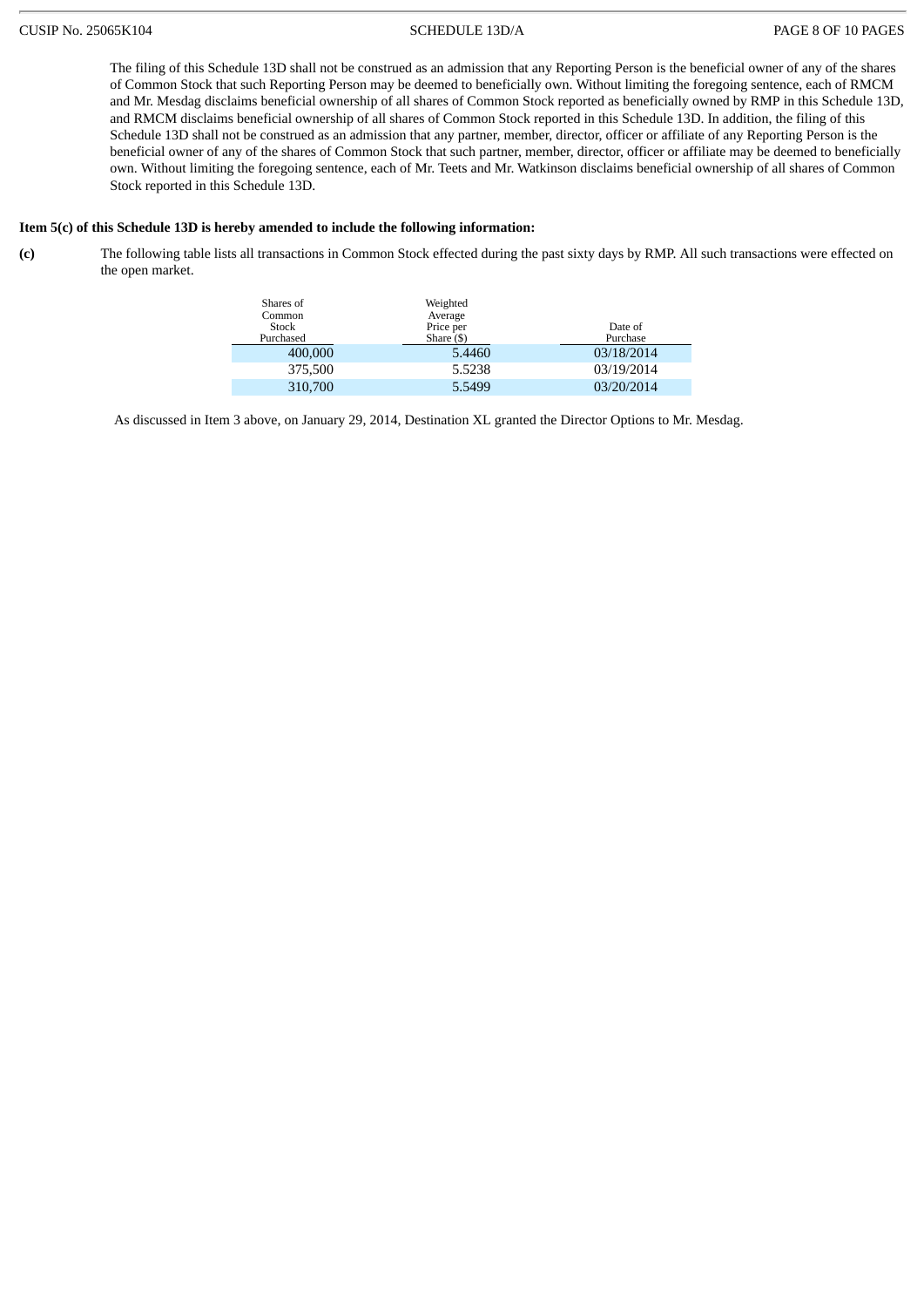The filing of this Schedule 13D shall not be construed as an admission that any Reporting Person is the beneficial owner of any of the shares of Common Stock that such Reporting Person may be deemed to beneficially own. Without limiting the foregoing sentence, each of RMCM and Mr. Mesdag disclaims beneficial ownership of all shares of Common Stock reported as beneficially owned by RMP in this Schedule 13D, and RMCM disclaims beneficial ownership of all shares of Common Stock reported in this Schedule 13D. In addition, the filing of this Schedule 13D shall not be construed as an admission that any partner, member, director, officer or affiliate of any Reporting Person is the beneficial owner of any of the shares of Common Stock that such partner, member, director, officer or affiliate may be deemed to beneficially own. Without limiting the foregoing sentence, each of Mr. Teets and Mr. Watkinson disclaims beneficial ownership of all shares of Common Stock reported in this Schedule 13D.

**Item 5(c) of this Schedule 13D is hereby amended to include the following information:**

**(c)** The following table lists all transactions in Common Stock effected during the past sixty days by RMP. All such transactions were effected on the open market.

| Shares of Common Stock Purchased | Weighted Average Price per Share ($) | Date of Purchase |
|---|---|---|
| 400,000 | 5.4460 | 03/18/2014 |
| 375,500 | 5.5238 | 03/19/2014 |
| 310,700 | 5.5499 | 03/20/2014 |

As discussed in Item 3 above, on January 29, 2014, Destination XL granted the Director Options to Mr. Mesdag.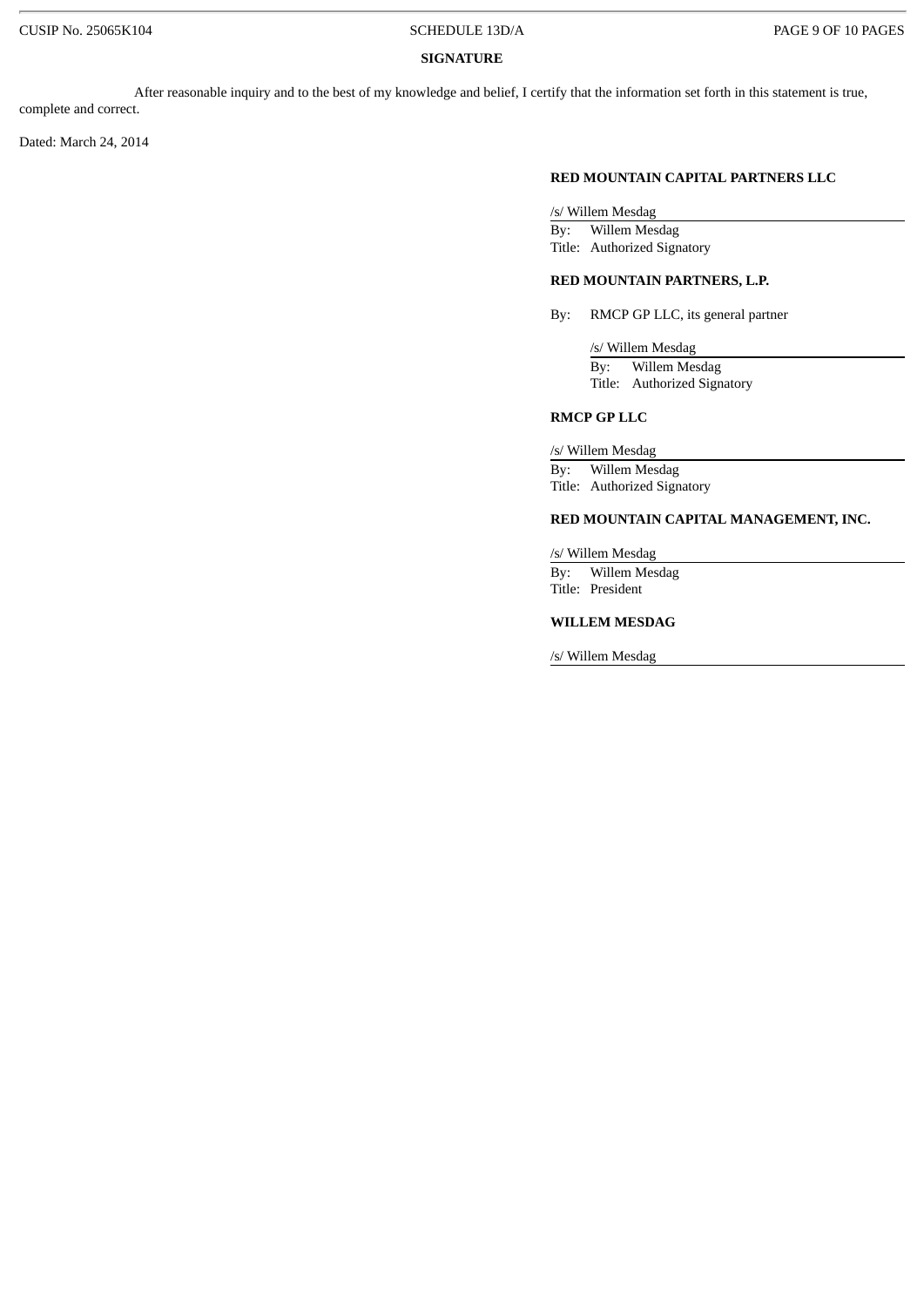**SIGNATURE**

After reasonable inquiry and to the best of my knowledge and belief, I certify that the information set forth in this statement is true, complete and correct.

Dated: March 24, 2014

**RED MOUNTAIN CAPITAL PARTNERS LLC**

/s/ Willem Mesdag
By: Willem Mesdag
Title: Authorized Signatory

**RED MOUNTAIN PARTNERS, L.P.**

By: RMCP GP LLC, its general partner

/s/ Willem Mesdag
By: Willem Mesdag
Title: Authorized Signatory

**RMCP GP LLC**

/s/ Willem Mesdag
By: Willem Mesdag
Title: Authorized Signatory

**RED MOUNTAIN CAPITAL MANAGEMENT, INC.**

/s/ Willem Mesdag
By: Willem Mesdag
Title: President

**WILLEM MESDAG**

/s/ Willem Mesdag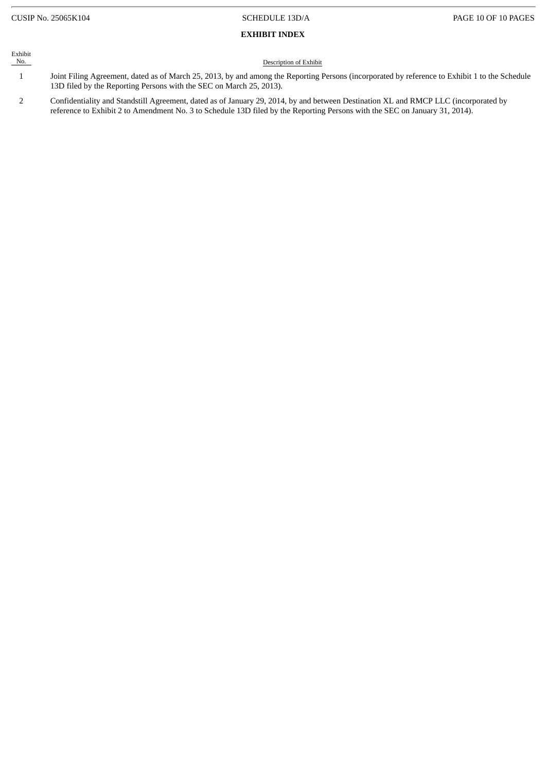**EXHIBIT INDEX**

| Exhibit No. | Description of Exhibit |
| --- | --- |
| 1 | Joint Filing Agreement, dated as of March 25, 2013, by and among the Reporting Persons (incorporated by reference to Exhibit 1 to the Schedule 13D filed by the Reporting Persons with the SEC on March 25, 2013). |
| 2 | Confidentiality and Standstill Agreement, dated as of January 29, 2014, by and between Destination XL and RMCP LLC (incorporated by reference to Exhibit 2 to Amendment No. 3 to Schedule 13D filed by the Reporting Persons with the SEC on January 31, 2014). |